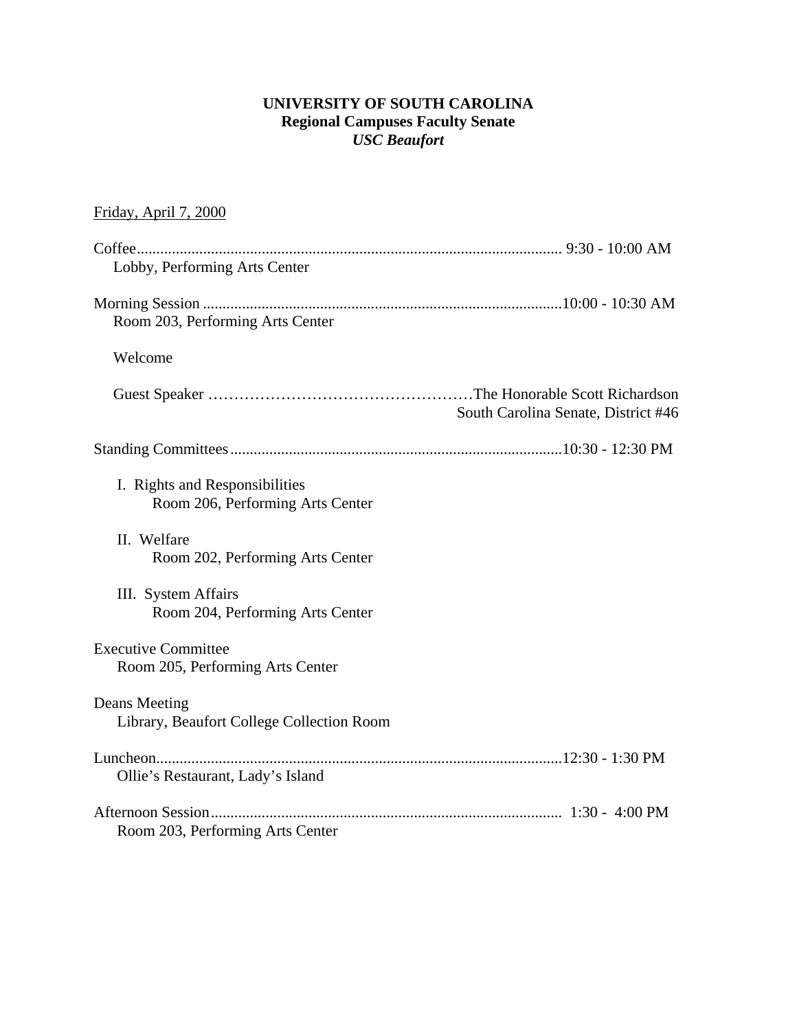**UNIVERSITY OF SOUTH CAROLINA**
**Regional Campuses Faculty Senate**
***USC Beaufort***

Friday, April 7, 2000

Coffee............................................................................................................ 9:30 - 10:00 AM
Lobby, Performing Arts Center

Morning Session ...........................................................................................10:00 - 10:30 AM
Room 203, Performing Arts Center

Welcome

Guest Speaker ……………………………………………The Honorable Scott Richardson
South Carolina Senate, District #46

Standing Committees....................................................................................10:30 - 12:30 PM

I. Rights and Responsibilities
Room 206, Performing Arts Center

II. Welfare
Room 202, Performing Arts Center

III. System Affairs
Room 204, Performing Arts Center

Executive Committee
Room 205, Performing Arts Center

Deans Meeting
Library, Beaufort College Collection Room

Luncheon.......................................................................................................12:30 - 1:30 PM
Ollie's Restaurant, Lady's Island

Afternoon Session.........................................................................................  1:30 - 4:00 PM
Room 203, Performing Arts Center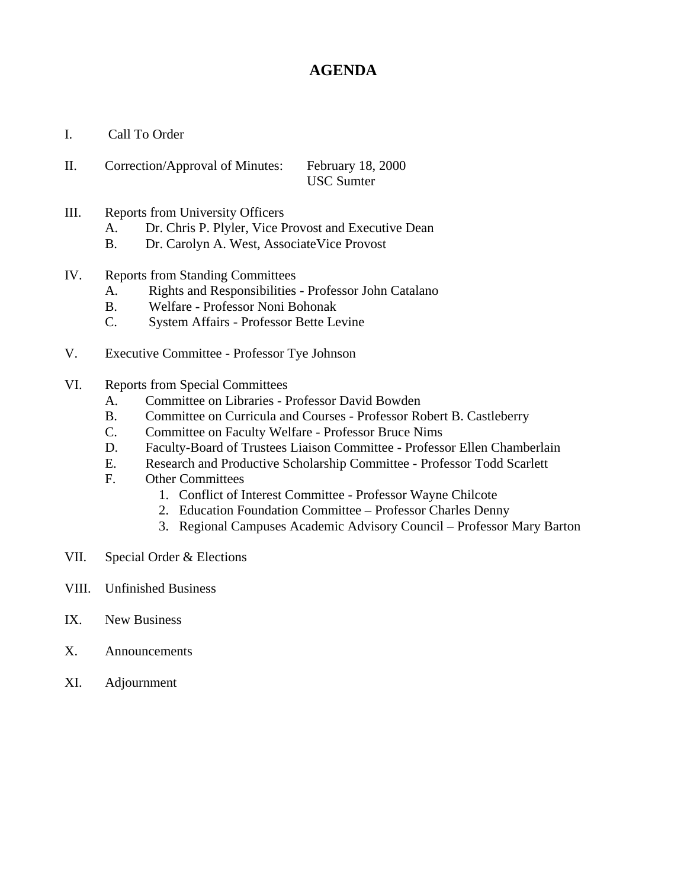# AGENDA

I. Call To Order

II. Correction/Approval of Minutes: February 18, 2000
USC Sumter

III. Reports from University Officers
   A. Dr. Chris P. Plyler, Vice Provost and Executive Dean
   B. Dr. Carolyn A. West, AssociateVice Provost

IV. Reports from Standing Committees
   A. Rights and Responsibilities - Professor John Catalano
   B. Welfare - Professor Noni Bohonak
   C. System Affairs - Professor Bette Levine

V. Executive Committee - Professor Tye Johnson

VI. Reports from Special Committees
   A. Committee on Libraries - Professor David Bowden
   B. Committee on Curricula and Courses - Professor Robert B. Castleberry
   C. Committee on Faculty Welfare - Professor Bruce Nims
   D. Faculty-Board of Trustees Liaison Committee - Professor Ellen Chamberlain
   E. Research and Productive Scholarship Committee - Professor Todd Scarlett
   F. Other Committees
      1. Conflict of Interest Committee - Professor Wayne Chilcote
      2. Education Foundation Committee – Professor Charles Denny
      3. Regional Campuses Academic Advisory Council – Professor Mary Barton

VII. Special Order & Elections

VIII. Unfinished Business

IX. New Business

X. Announcements

XI. Adjournment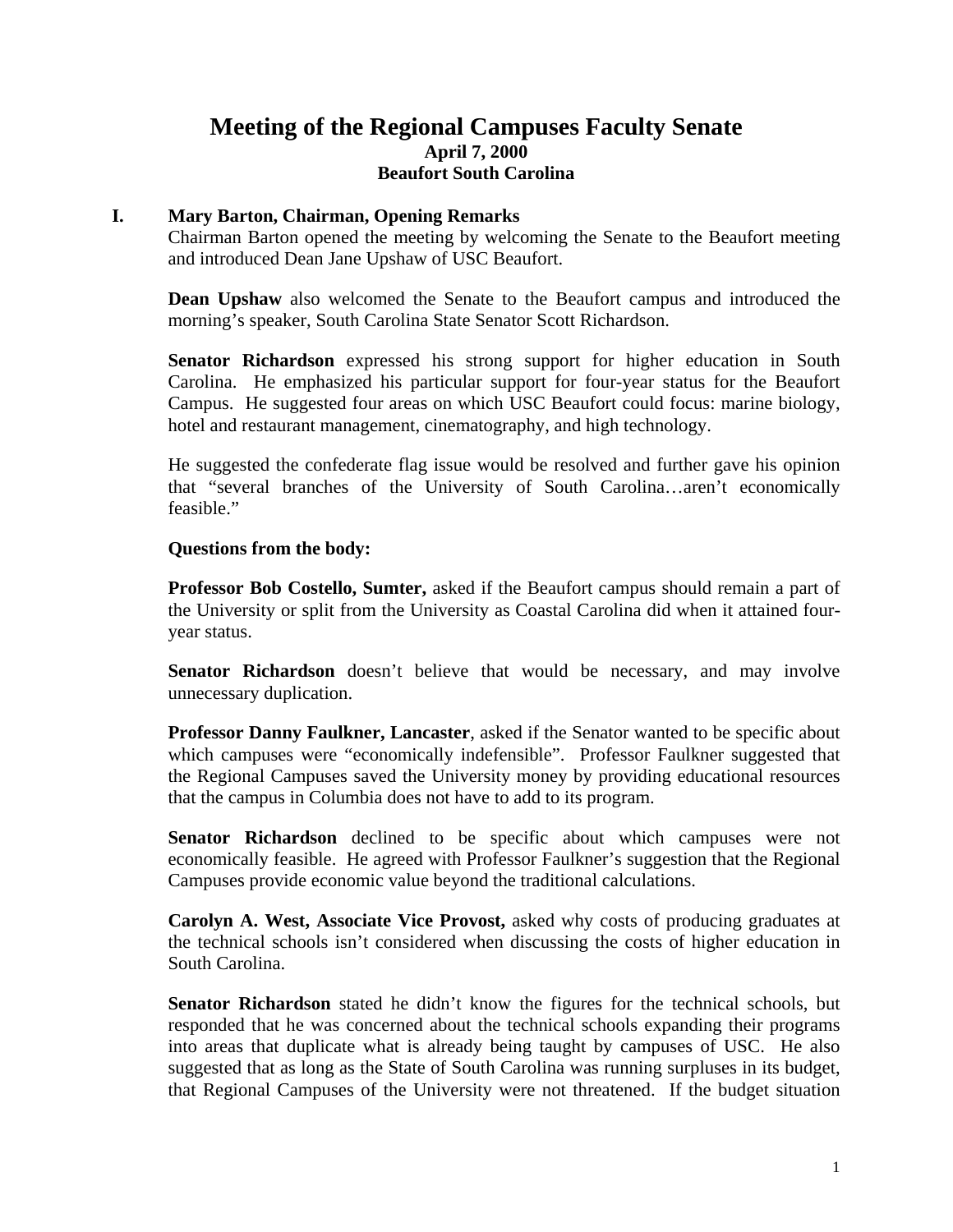# Meeting of the Regional Campuses Faculty Senate

**April 7, 2000**

**Beaufort South Carolina**

## I. Mary Barton, Chairman, Opening Remarks

Chairman Barton opened the meeting by welcoming the Senate to the Beaufort meeting and introduced Dean Jane Upshaw of USC Beaufort.

**Dean Upshaw** also welcomed the Senate to the Beaufort campus and introduced the morning's speaker, South Carolina State Senator Scott Richardson.

**Senator Richardson** expressed his strong support for higher education in South Carolina. He emphasized his particular support for four-year status for the Beaufort Campus. He suggested four areas on which USC Beaufort could focus: marine biology, hotel and restaurant management, cinematography, and high technology.

He suggested the confederate flag issue would be resolved and further gave his opinion that "several branches of the University of South Carolina…aren't economically feasible."

**Questions from the body:**

**Professor Bob Costello, Sumter,** asked if the Beaufort campus should remain a part of the University or split from the University as Coastal Carolina did when it attained four-year status.

**Senator Richardson** doesn't believe that would be necessary, and may involve unnecessary duplication.

**Professor Danny Faulkner, Lancaster**, asked if the Senator wanted to be specific about which campuses were "economically indefensible". Professor Faulkner suggested that the Regional Campuses saved the University money by providing educational resources that the campus in Columbia does not have to add to its program.

**Senator Richardson** declined to be specific about which campuses were not economically feasible. He agreed with Professor Faulkner's suggestion that the Regional Campuses provide economic value beyond the traditional calculations.

**Carolyn A. West, Associate Vice Provost,** asked why costs of producing graduates at the technical schools isn't considered when discussing the costs of higher education in South Carolina.

**Senator Richardson** stated he didn't know the figures for the technical schools, but responded that he was concerned about the technical schools expanding their programs into areas that duplicate what is already being taught by campuses of USC. He also suggested that as long as the State of South Carolina was running surpluses in its budget, that Regional Campuses of the University were not threatened. If the budget situation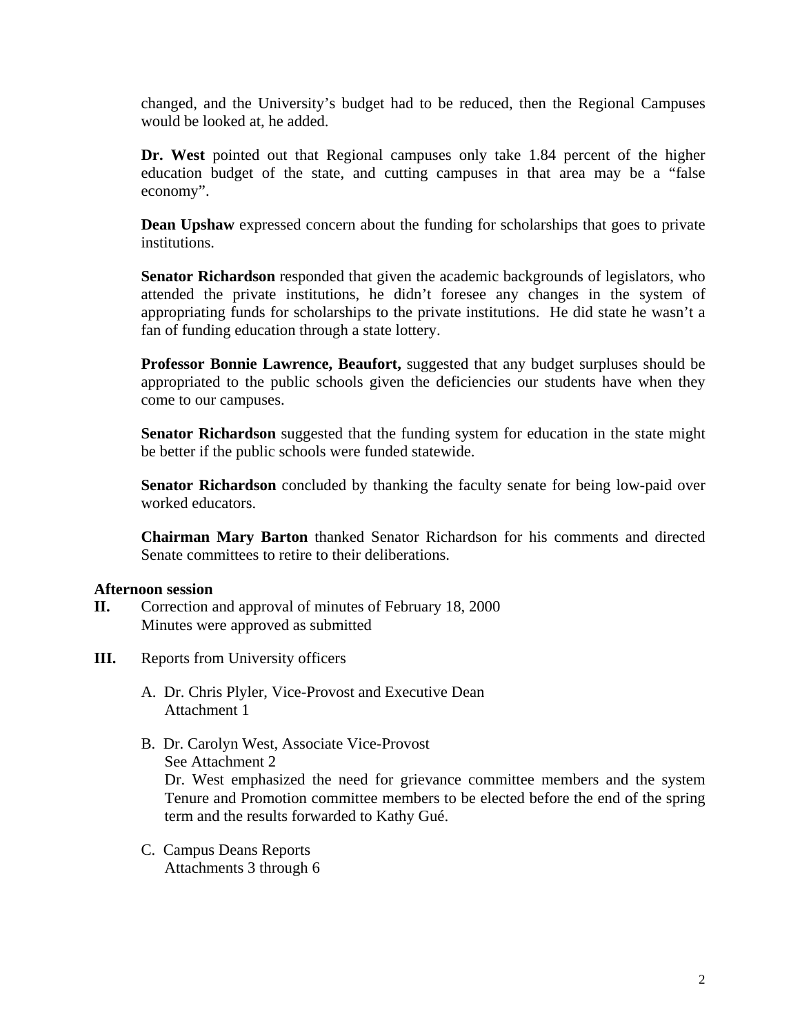changed, and the University's budget had to be reduced, then the Regional Campuses would be looked at, he added.

**Dr. West** pointed out that Regional campuses only take 1.84 percent of the higher education budget of the state, and cutting campuses in that area may be a "false economy".

**Dean Upshaw** expressed concern about the funding for scholarships that goes to private institutions.

**Senator Richardson** responded that given the academic backgrounds of legislators, who attended the private institutions, he didn't foresee any changes in the system of appropriating funds for scholarships to the private institutions. He did state he wasn't a fan of funding education through a state lottery.

**Professor Bonnie Lawrence, Beaufort,** suggested that any budget surpluses should be appropriated to the public schools given the deficiencies our students have when they come to our campuses.

**Senator Richardson** suggested that the funding system for education in the state might be better if the public schools were funded statewide.

**Senator Richardson** concluded by thanking the faculty senate for being low-paid over worked educators.

**Chairman Mary Barton** thanked Senator Richardson for his comments and directed Senate committees to retire to their deliberations.

**Afternoon session**

**II.** Correction and approval of minutes of February 18, 2000
Minutes were approved as submitted

**III.** Reports from University officers

A. Dr. Chris Plyler, Vice-Provost and Executive Dean
Attachment 1

B. Dr. Carolyn West, Associate Vice-Provost
See Attachment 2
Dr. West emphasized the need for grievance committee members and the system Tenure and Promotion committee members to be elected before the end of the spring term and the results forwarded to Kathy Gué.

C. Campus Deans Reports
Attachments 3 through 6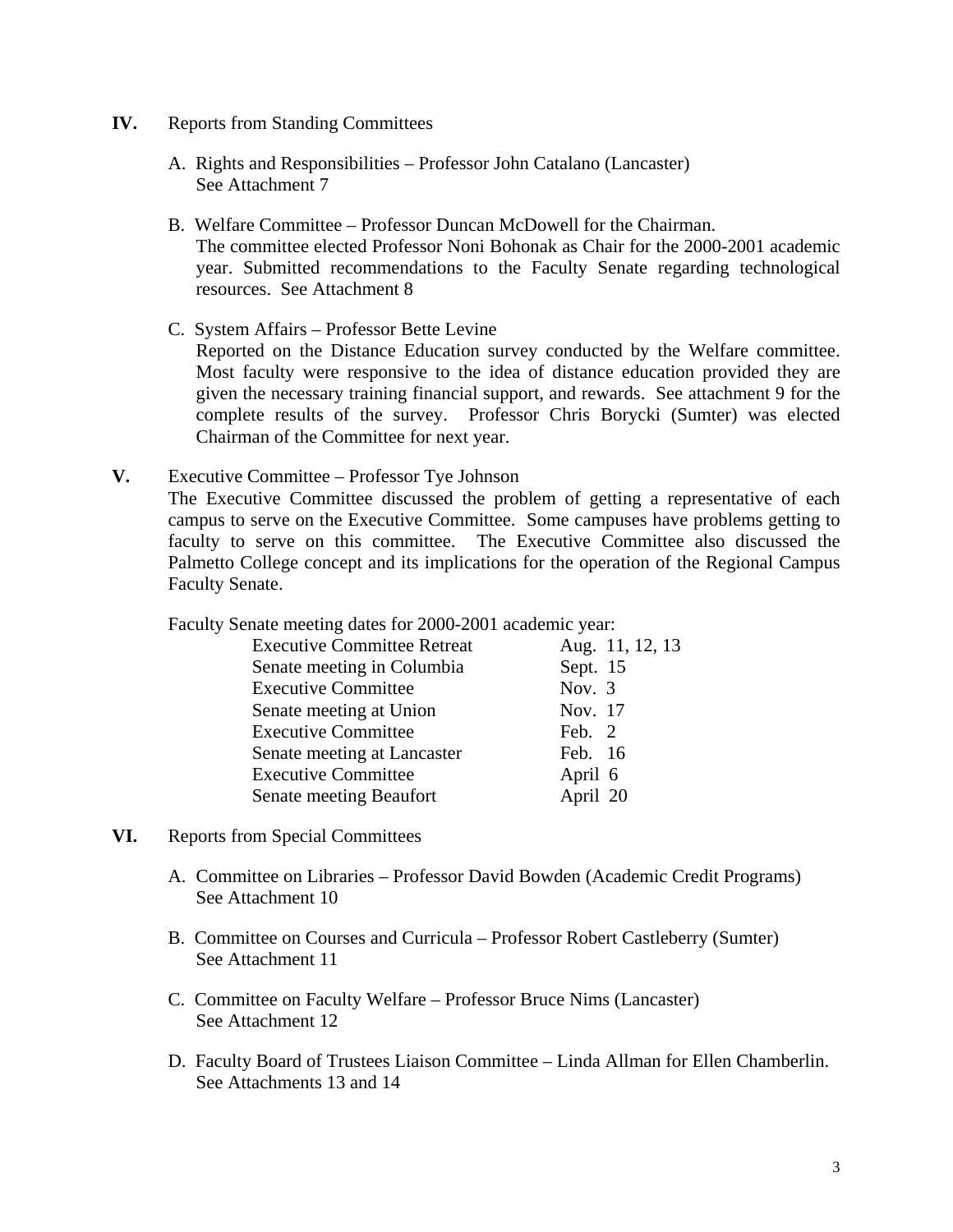**IV.** Reports from Standing Committees

A. Rights and Responsibilities – Professor John Catalano (Lancaster)
See Attachment 7

B. Welfare Committee – Professor Duncan McDowell for the Chairman.
The committee elected Professor Noni Bohonak as Chair for the 2000-2001 academic year. Submitted recommendations to the Faculty Senate regarding technological resources. See Attachment 8

C. System Affairs – Professor Bette Levine
Reported on the Distance Education survey conducted by the Welfare committee. Most faculty were responsive to the idea of distance education provided they are given the necessary training financial support, and rewards. See attachment 9 for the complete results of the survey. Professor Chris Borycki (Sumter) was elected Chairman of the Committee for next year.

**V.** Executive Committee – Professor Tye Johnson
The Executive Committee discussed the problem of getting a representative of each campus to serve on the Executive Committee. Some campuses have problems getting to faculty to serve on this committee. The Executive Committee also discussed the Palmetto College concept and its implications for the operation of the Regional Campus Faculty Senate.

Faculty Senate meeting dates for 2000-2001 academic year:

| | |
|---|---|
| Executive Committee Retreat | Aug. 11, 12, 13 |
| Senate meeting in Columbia | Sept. 15 |
| Executive Committee | Nov. 3 |
| Senate meeting at Union | Nov. 17 |
| Executive Committee | Feb. 2 |
| Senate meeting at Lancaster | Feb. 16 |
| Executive Committee | April 6 |
| Senate meeting Beaufort | April 20 |

**VI.** Reports from Special Committees

A. Committee on Libraries – Professor David Bowden (Academic Credit Programs)
See Attachment 10

B. Committee on Courses and Curricula – Professor Robert Castleberry (Sumter)
See Attachment 11

C. Committee on Faculty Welfare – Professor Bruce Nims (Lancaster)
See Attachment 12

D. Faculty Board of Trustees Liaison Committee – Linda Allman for Ellen Chamberlin.
See Attachments 13 and 14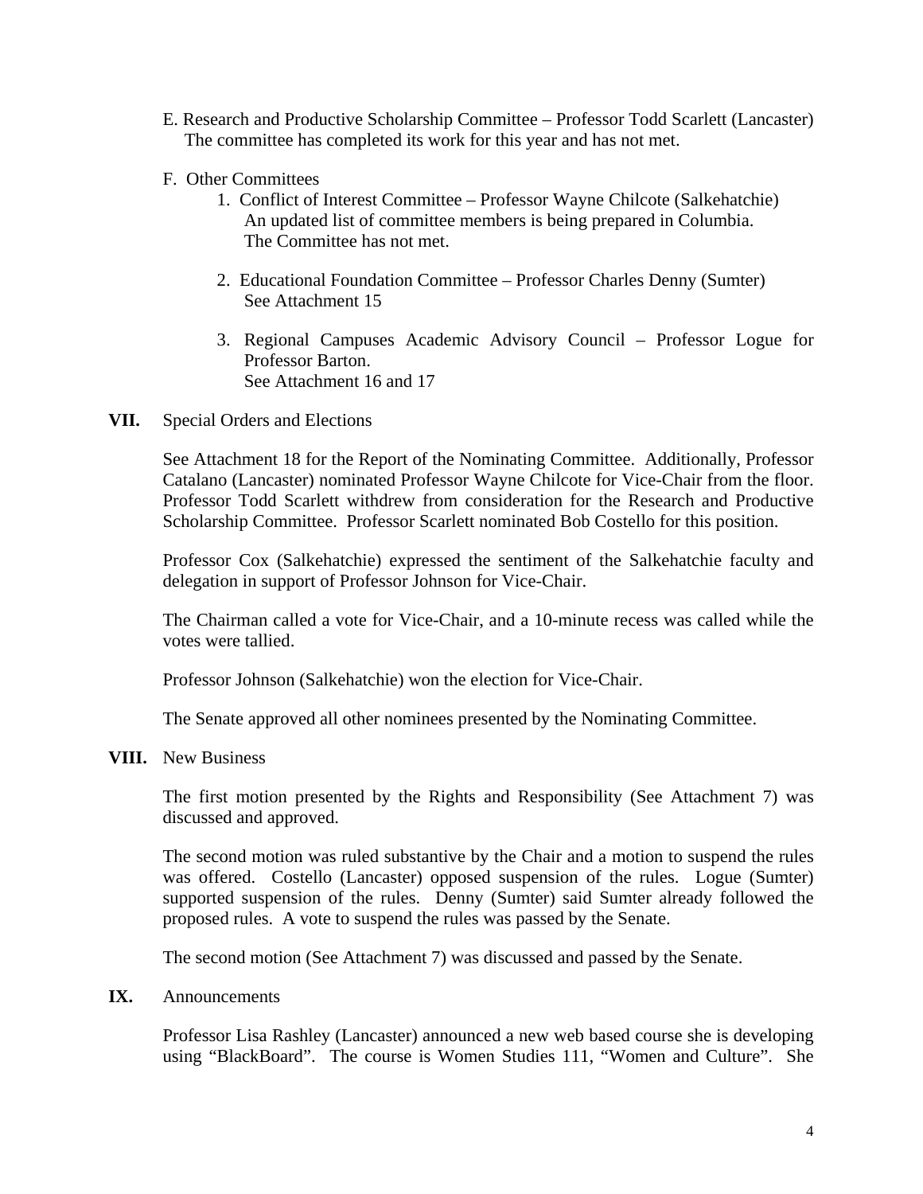E. Research and Productive Scholarship Committee – Professor Todd Scarlett (Lancaster)
The committee has completed its work for this year and has not met.

F. Other Committees

1. Conflict of Interest Committee – Professor Wayne Chilcote (Salkehatchie)
   An updated list of committee members is being prepared in Columbia.
   The Committee has not met.

2. Educational Foundation Committee – Professor Charles Denny (Sumter)
   See Attachment 15

3. Regional Campuses Academic Advisory Council – Professor Logue for Professor Barton.
   See Attachment 16 and 17

**VII.** Special Orders and Elections

See Attachment 18 for the Report of the Nominating Committee. Additionally, Professor Catalano (Lancaster) nominated Professor Wayne Chilcote for Vice-Chair from the floor. Professor Todd Scarlett withdrew from consideration for the Research and Productive Scholarship Committee. Professor Scarlett nominated Bob Costello for this position.

Professor Cox (Salkehatchie) expressed the sentiment of the Salkehatchie faculty and delegation in support of Professor Johnson for Vice-Chair.

The Chairman called a vote for Vice-Chair, and a 10-minute recess was called while the votes were tallied.

Professor Johnson (Salkehatchie) won the election for Vice-Chair.

The Senate approved all other nominees presented by the Nominating Committee.

**VIII.** New Business

The first motion presented by the Rights and Responsibility (See Attachment 7) was discussed and approved.

The second motion was ruled substantive by the Chair and a motion to suspend the rules was offered. Costello (Lancaster) opposed suspension of the rules. Logue (Sumter) supported suspension of the rules. Denny (Sumter) said Sumter already followed the proposed rules. A vote to suspend the rules was passed by the Senate.

The second motion (See Attachment 7) was discussed and passed by the Senate.

**IX.** Announcements

Professor Lisa Rashley (Lancaster) announced a new web based course she is developing using "BlackBoard". The course is Women Studies 111, "Women and Culture". She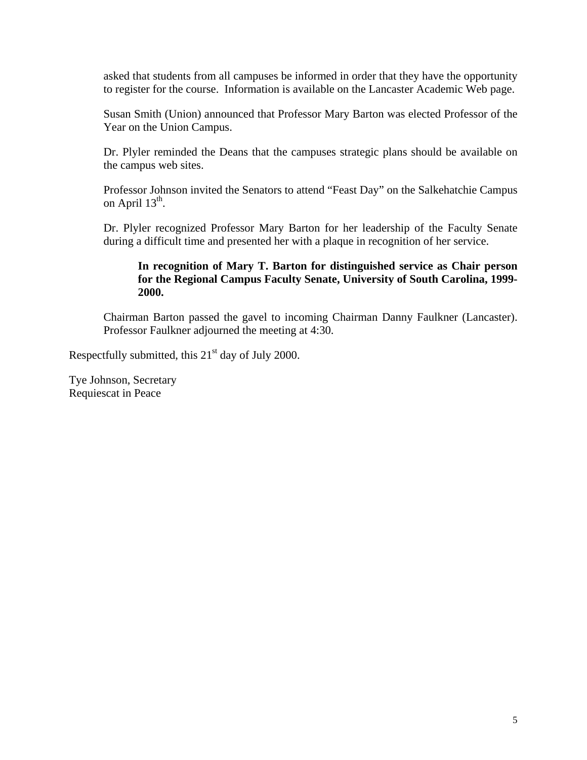asked that students from all campuses be informed in order that they have the opportunity to register for the course. Information is available on the Lancaster Academic Web page.

Susan Smith (Union) announced that Professor Mary Barton was elected Professor of the Year on the Union Campus.

Dr. Plyler reminded the Deans that the campuses strategic plans should be available on the campus web sites.

Professor Johnson invited the Senators to attend "Feast Day" on the Salkehatchie Campus on April 13th.

Dr. Plyler recognized Professor Mary Barton for her leadership of the Faculty Senate during a difficult time and presented her with a plaque in recognition of her service.

> **In recognition of Mary T. Barton for distinguished service as Chair person for the Regional Campus Faculty Senate, University of South Carolina, 1999-2000.**

Chairman Barton passed the gavel to incoming Chairman Danny Faulkner (Lancaster). Professor Faulkner adjourned the meeting at 4:30.

Respectfully submitted, this 21st day of July 2000.

Tye Johnson, Secretary
Requiescat in Peace